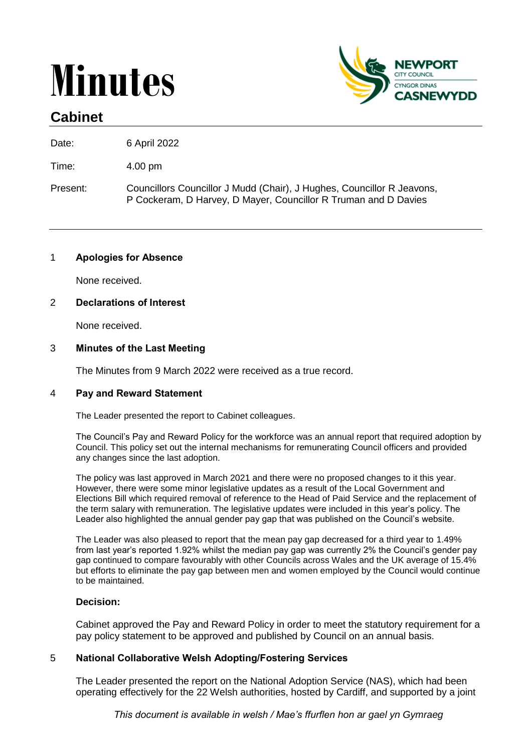# Minutes

## Cabinet

| | |
|---|---|
| Date: | 6 April 2022 |
| Time: | 4.00 pm |
| Present: | Councillors Councillor J Mudd (Chair), J Hughes, Councillor R Jeavons, P Cockeram, D Harvey, D Mayer, Councillor R Truman and D Davies |

---

1 **Apologies for Absence**

None received.

2 **Declarations of Interest**

None received.

3 **Minutes of the Last Meeting**

The Minutes from 9 March 2022 were received as a true record.

4 **Pay and Reward Statement**

The Leader presented the report to Cabinet colleagues.

The Council's Pay and Reward Policy for the workforce was an annual report that required adoption by Council. This policy set out the internal mechanisms for remunerating Council officers and provided any changes since the last adoption.

The policy was last approved in March 2021 and there were no proposed changes to it this year. However, there were some minor legislative updates as a result of the Local Government and Elections Bill which required removal of reference to the Head of Paid Service and the replacement of the term salary with remuneration. The legislative updates were included in this year's policy. The Leader also highlighted the annual gender pay gap that was published on the Council's website.

The Leader was also pleased to report that the mean pay gap decreased for a third year to 1.49% from last year's reported 1.92% whilst the median pay gap was currently 2% the Council's gender pay gap continued to compare favourably with other Councils across Wales and the UK average of 15.4% but efforts to eliminate the pay gap between men and women employed by the Council would continue to be maintained.

**Decision:**

Cabinet approved the Pay and Reward Policy in order to meet the statutory requirement for a pay policy statement to be approved and published by Council on an annual basis.

5 **National Collaborative Welsh Adopting/Fostering Services**

The Leader presented the report on the National Adoption Service (NAS), which had been operating effectively for the 22 Welsh authorities, hosted by Cardiff, and supported by a joint

*This document is available in welsh / Mae's ffurflen hon ar gael yn Gymraeg*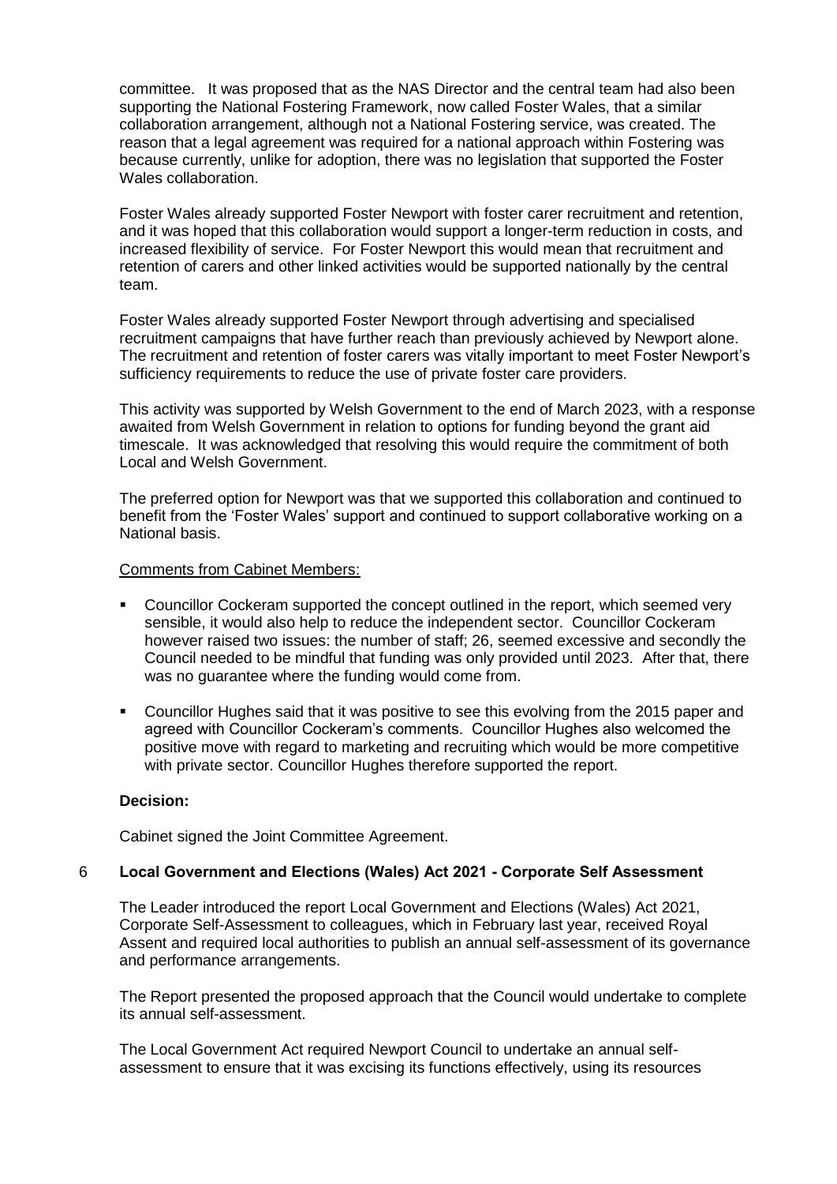committee. It was proposed that as the NAS Director and the central team had also been supporting the National Fostering Framework, now called Foster Wales, that a similar collaboration arrangement, although not a National Fostering service, was created. The reason that a legal agreement was required for a national approach within Fostering was because currently, unlike for adoption, there was no legislation that supported the Foster Wales collaboration.

Foster Wales already supported Foster Newport with foster carer recruitment and retention, and it was hoped that this collaboration would support a longer-term reduction in costs, and increased flexibility of service. For Foster Newport this would mean that recruitment and retention of carers and other linked activities would be supported nationally by the central team.

Foster Wales already supported Foster Newport through advertising and specialised recruitment campaigns that have further reach than previously achieved by Newport alone. The recruitment and retention of foster carers was vitally important to meet Foster Newport's sufficiency requirements to reduce the use of private foster care providers.

This activity was supported by Welsh Government to the end of March 2023, with a response awaited from Welsh Government in relation to options for funding beyond the grant aid timescale. It was acknowledged that resolving this would require the commitment of both Local and Welsh Government.

The preferred option for Newport was that we supported this collaboration and continued to benefit from the 'Foster Wales' support and continued to support collaborative working on a National basis.

Comments from Cabinet Members:

- Councillor Cockeram supported the concept outlined in the report, which seemed very sensible, it would also help to reduce the independent sector. Councillor Cockeram however raised two issues: the number of staff; 26, seemed excessive and secondly the Council needed to be mindful that funding was only provided until 2023. After that, there was no guarantee where the funding would come from.

- Councillor Hughes said that it was positive to see this evolving from the 2015 paper and agreed with Councillor Cockeram's comments. Councillor Hughes also welcomed the positive move with regard to marketing and recruiting which would be more competitive with private sector. Councillor Hughes therefore supported the report.

**Decision:**

Cabinet signed the Joint Committee Agreement.

## 6 Local Government and Elections (Wales) Act 2021 - Corporate Self Assessment

The Leader introduced the report Local Government and Elections (Wales) Act 2021, Corporate Self-Assessment to colleagues, which in February last year, received Royal Assent and required local authorities to publish an annual self-assessment of its governance and performance arrangements.

The Report presented the proposed approach that the Council would undertake to complete its annual self-assessment.

The Local Government Act required Newport Council to undertake an annual self-assessment to ensure that it was excising its functions effectively, using its resources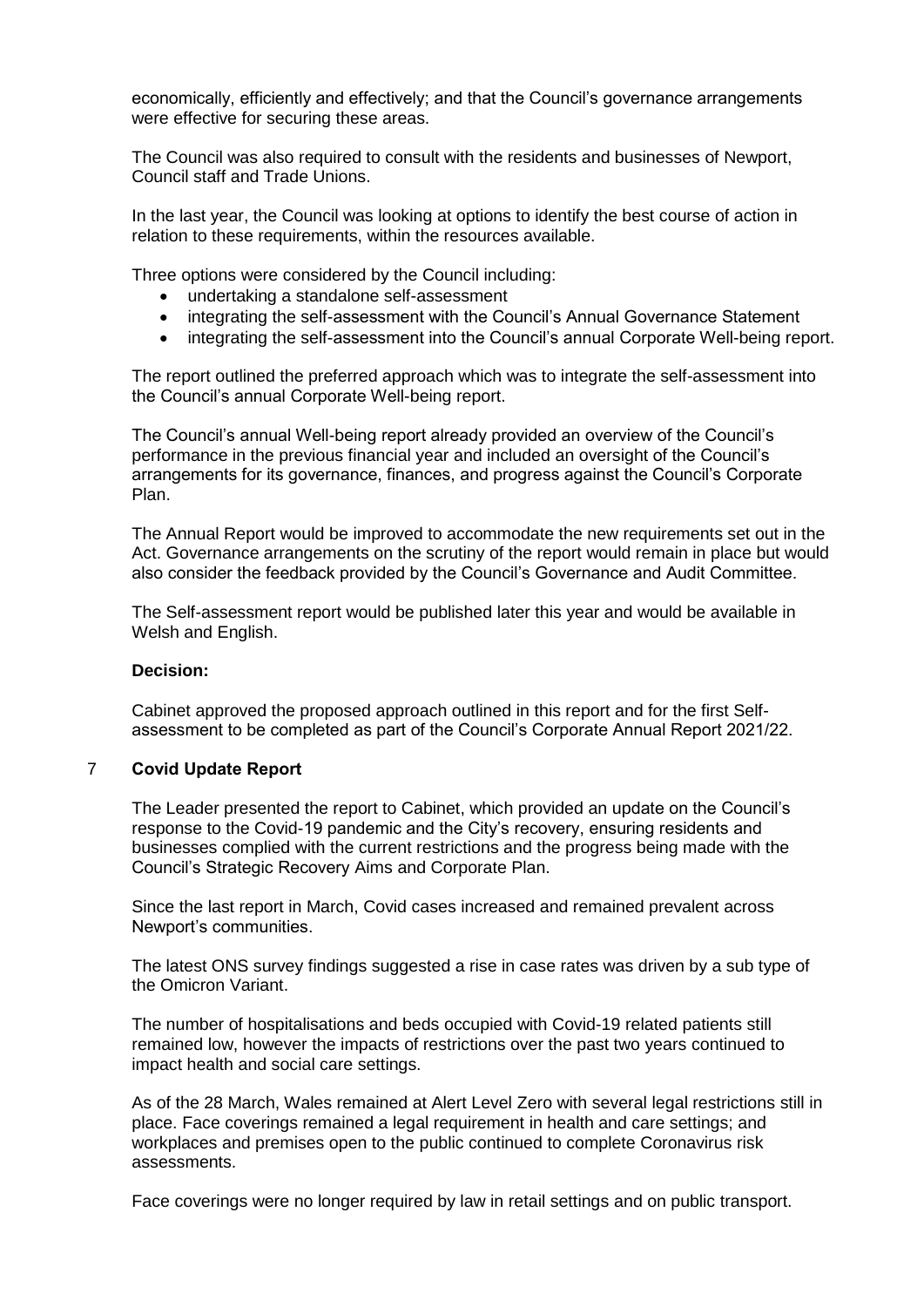economically, efficiently and effectively; and that the Council's governance arrangements were effective for securing these areas.

The Council was also required to consult with the residents and businesses of Newport, Council staff and Trade Unions.

In the last year, the Council was looking at options to identify the best course of action in relation to these requirements, within the resources available.

Three options were considered by the Council including:

- undertaking a standalone self-assessment
- integrating the self-assessment with the Council's Annual Governance Statement
- integrating the self-assessment into the Council's annual Corporate Well-being report.

The report outlined the preferred approach which was to integrate the self-assessment into the Council's annual Corporate Well-being report.

The Council's annual Well-being report already provided an overview of the Council's performance in the previous financial year and included an oversight of the Council's arrangements for its governance, finances, and progress against the Council's Corporate Plan.

The Annual Report would be improved to accommodate the new requirements set out in the Act. Governance arrangements on the scrutiny of the report would remain in place but would also consider the feedback provided by the Council's Governance and Audit Committee.

The Self-assessment report would be published later this year and would be available in Welsh and English.

**Decision:**

Cabinet approved the proposed approach outlined in this report and for the first Self-assessment to be completed as part of the Council's Corporate Annual Report 2021/22.

## 7 Covid Update Report

The Leader presented the report to Cabinet, which provided an update on the Council's response to the Covid-19 pandemic and the City's recovery, ensuring residents and businesses complied with the current restrictions and the progress being made with the Council's Strategic Recovery Aims and Corporate Plan.

Since the last report in March, Covid cases increased and remained prevalent across Newport's communities.

The latest ONS survey findings suggested a rise in case rates was driven by a sub type of the Omicron Variant.

The number of hospitalisations and beds occupied with Covid-19 related patients still remained low, however the impacts of restrictions over the past two years continued to impact health and social care settings.

As of the 28 March, Wales remained at Alert Level Zero with several legal restrictions still in place. Face coverings remained a legal requirement in health and care settings; and workplaces and premises open to the public continued to complete Coronavirus risk assessments.

Face coverings were no longer required by law in retail settings and on public transport.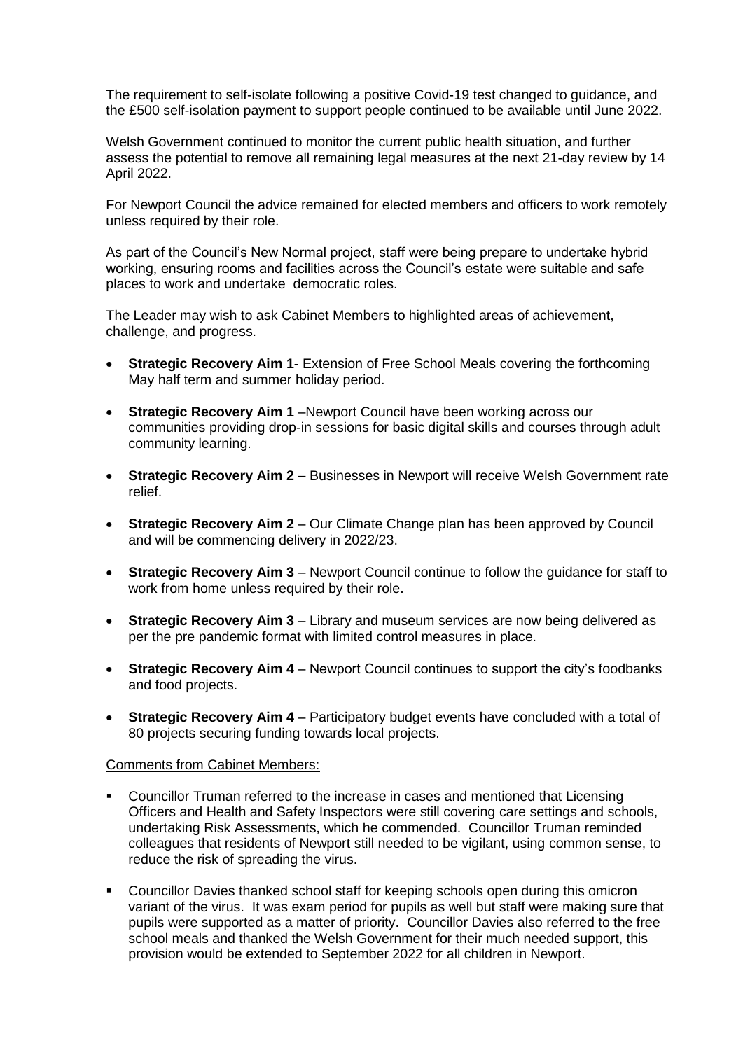The requirement to self-isolate following a positive Covid-19 test changed to guidance, and the £500 self-isolation payment to support people continued to be available until June 2022.

Welsh Government continued to monitor the current public health situation, and further assess the potential to remove all remaining legal measures at the next 21-day review by 14 April 2022.

For Newport Council the advice remained for elected members and officers to work remotely unless required by their role.

As part of the Council's New Normal project, staff were being prepare to undertake hybrid working, ensuring rooms and facilities across the Council's estate were suitable and safe places to work and undertake democratic roles.

The Leader may wish to ask Cabinet Members to highlighted areas of achievement, challenge, and progress.

- **Strategic Recovery Aim 1**- Extension of Free School Meals covering the forthcoming May half term and summer holiday period.
- **Strategic Recovery Aim 1** –Newport Council have been working across our communities providing drop-in sessions for basic digital skills and courses through adult community learning.
- **Strategic Recovery Aim 2 –** Businesses in Newport will receive Welsh Government rate relief.
- **Strategic Recovery Aim 2** – Our Climate Change plan has been approved by Council and will be commencing delivery in 2022/23.
- **Strategic Recovery Aim 3** – Newport Council continue to follow the guidance for staff to work from home unless required by their role.
- **Strategic Recovery Aim 3** – Library and museum services are now being delivered as per the pre pandemic format with limited control measures in place.
- **Strategic Recovery Aim 4** – Newport Council continues to support the city's foodbanks and food projects.
- **Strategic Recovery Aim 4** – Participatory budget events have concluded with a total of 80 projects securing funding towards local projects.

Comments from Cabinet Members:

- Councillor Truman referred to the increase in cases and mentioned that Licensing Officers and Health and Safety Inspectors were still covering care settings and schools, undertaking Risk Assessments, which he commended. Councillor Truman reminded colleagues that residents of Newport still needed to be vigilant, using common sense, to reduce the risk of spreading the virus.
- Councillor Davies thanked school staff for keeping schools open during this omicron variant of the virus. It was exam period for pupils as well but staff were making sure that pupils were supported as a matter of priority. Councillor Davies also referred to the free school meals and thanked the Welsh Government for their much needed support, this provision would be extended to September 2022 for all children in Newport.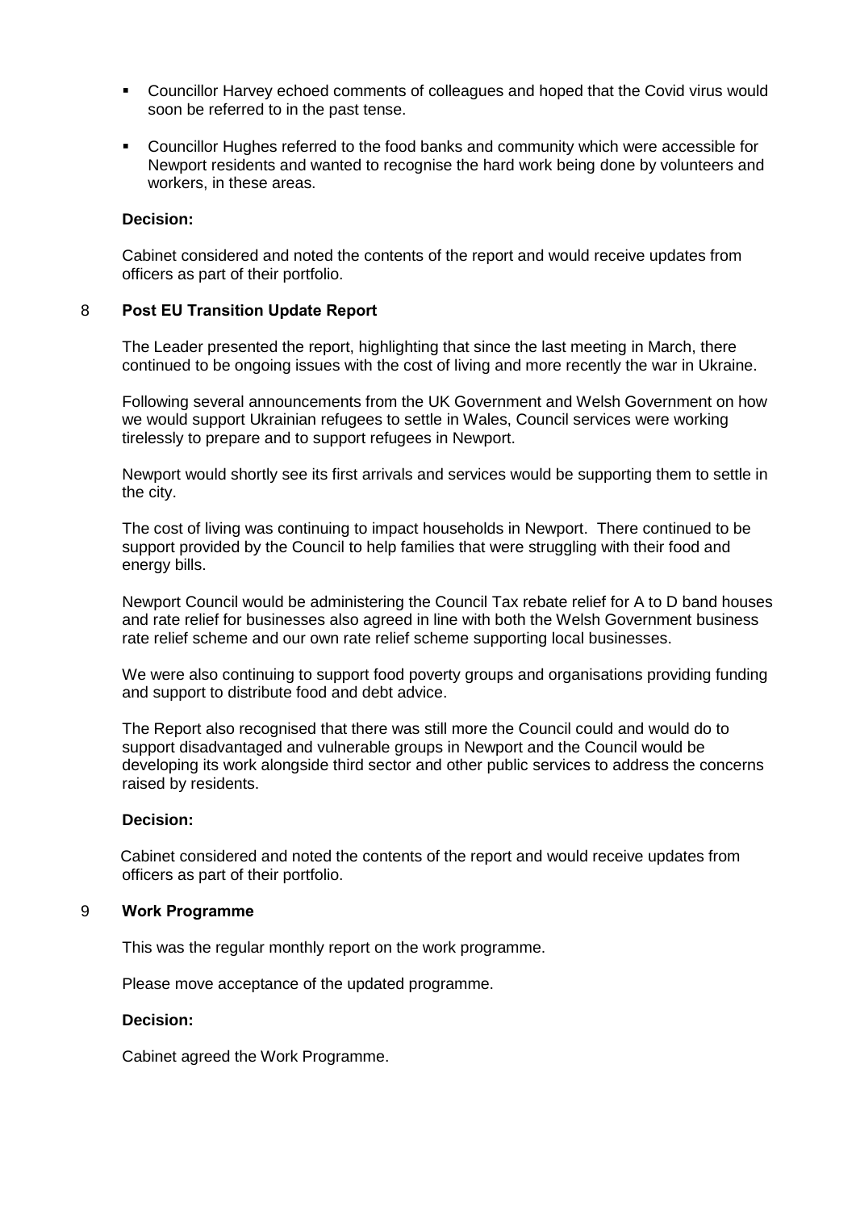- Councillor Harvey echoed comments of colleagues and hoped that the Covid virus would soon be referred to in the past tense.
- Councillor Hughes referred to the food banks and community which were accessible for Newport residents and wanted to recognise the hard work being done by volunteers and workers, in these areas.

**Decision:**

Cabinet considered and noted the contents of the report and would receive updates from officers as part of their portfolio.

## 8 Post EU Transition Update Report

The Leader presented the report, highlighting that since the last meeting in March, there continued to be ongoing issues with the cost of living and more recently the war in Ukraine.

Following several announcements from the UK Government and Welsh Government on how we would support Ukrainian refugees to settle in Wales, Council services were working tirelessly to prepare and to support refugees in Newport.

Newport would shortly see its first arrivals and services would be supporting them to settle in the city.

The cost of living was continuing to impact households in Newport. There continued to be support provided by the Council to help families that were struggling with their food and energy bills.

Newport Council would be administering the Council Tax rebate relief for A to D band houses and rate relief for businesses also agreed in line with both the Welsh Government business rate relief scheme and our own rate relief scheme supporting local businesses.

We were also continuing to support food poverty groups and organisations providing funding and support to distribute food and debt advice.

The Report also recognised that there was still more the Council could and would do to support disadvantaged and vulnerable groups in Newport and the Council would be developing its work alongside third sector and other public services to address the concerns raised by residents.

**Decision:**

Cabinet considered and noted the contents of the report and would receive updates from officers as part of their portfolio.

## 9 Work Programme

This was the regular monthly report on the work programme.

Please move acceptance of the updated programme.

**Decision:**

Cabinet agreed the Work Programme.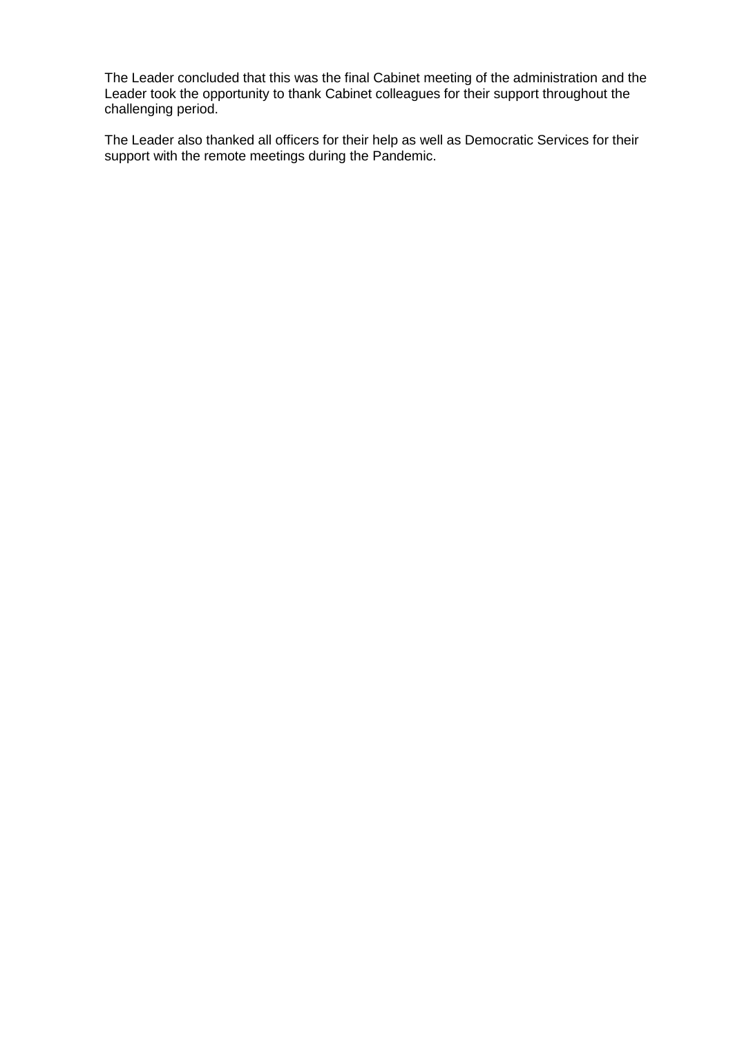The Leader concluded that this was the final Cabinet meeting of the administration and the Leader took the opportunity to thank Cabinet colleagues for their support throughout the challenging period.

The Leader also thanked all officers for their help as well as Democratic Services for their support with the remote meetings during the Pandemic.